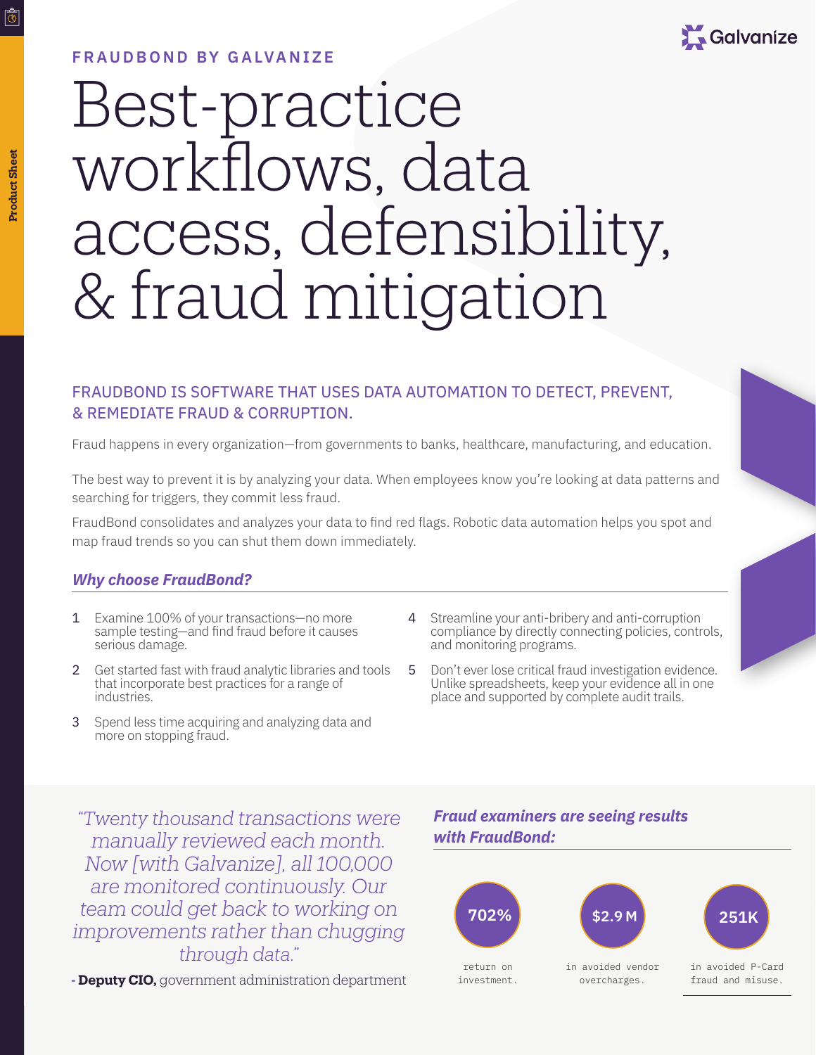FRAUDBOND BY GALVANIZE

# Best-practice workflows, data access, defensibility, & fraud mitigation

## FRAUDBOND IS SOFTWARE THAT USES DATA AUTOMATION TO DETECT, PREVENT, & REMEDIATE FRAUD & CORRUPTION.

Fraud happens in every organization—from governments to banks, healthcare, manufacturing, and education.

The best way to prevent it is by analyzing your data. When employees know you're looking at data patterns and searching for triggers, they commit less fraud.

FraudBond consolidates and analyzes your data to find red flags. Robotic data automation helps you spot and map fraud trends so you can shut them down immediately.

### *Why choose FraudBond?*

1. Examine 100% of your transactions—no more sample testing—and find fraud before it causes serious damage.
2. Get started fast with fraud analytic libraries and tools that incorporate best practices for a range of industries.
3. Spend less time acquiring and analyzing data and more on stopping fraud.
4. Streamline your anti-bribery and anti-corruption compliance by directly connecting policies, controls, and monitoring programs.
5. Don't ever lose critical fraud investigation evidence. Unlike spreadsheets, keep your evidence all in one place and supported by complete audit trails.

*"Twenty thousand transactions were manually reviewed each month. Now [with Galvanize], all 100,000 are monitored continuously. Our team could get back to working on improvements rather than chugging through data."*

\- **Deputy CIO,** government administration department

### *Fraud examiners are seeing results with FraudBond:*

- **702%** return on investment.
- **$2.9 M** in avoided vendor overcharges.
- **251K** in avoided P-Card fraud and misuse.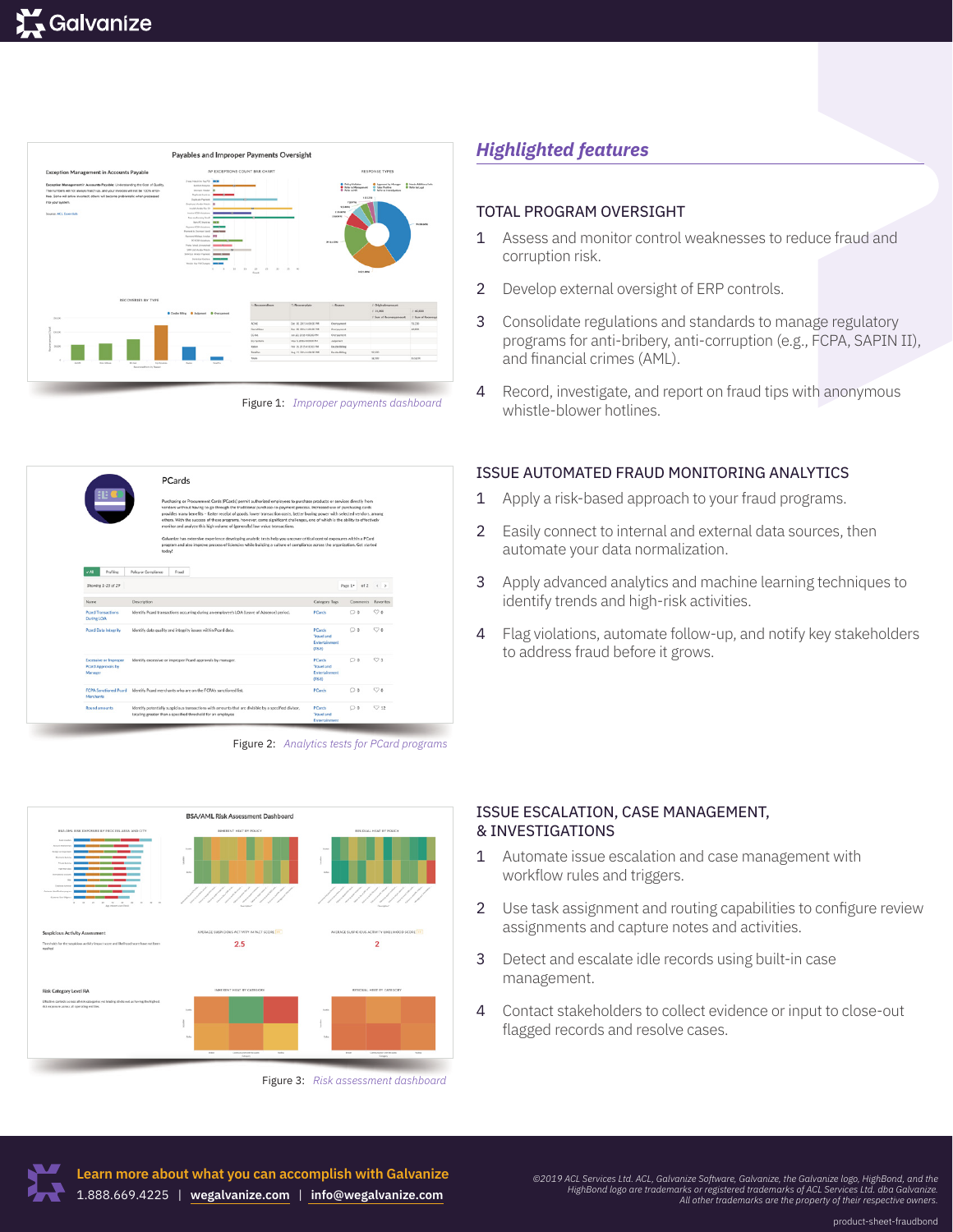Figure 1: *Improper payments dashboard*

## *Highlighted features*

### TOTAL PROGRAM OVERSIGHT

1. Assess and monitor control weaknesses to reduce fraud and corruption risk.
2. Develop external oversight of ERP controls.
3. Consolidate regulations and standards to manage regulatory programs for anti-bribery, anti-corruption (e.g., FCPA, SAPIN II), and financial crimes (AML).
4. Record, investigate, and report on fraud tips with anonymous whistle-blower hotlines.

Figure 2: *Analytics tests for PCard programs*

### ISSUE AUTOMATED FRAUD MONITORING ANALYTICS

1. Apply a risk-based approach to your fraud programs.
2. Easily connect to internal and external data sources, then automate your data normalization.
3. Apply advanced analytics and machine learning techniques to identify trends and high-risk activities.
4. Flag violations, automate follow-up, and notify key stakeholders to address fraud before it grows.

Figure 3: *Risk assessment dashboard*

### ISSUE ESCALATION, CASE MANAGEMENT, & INVESTIGATIONS

1. Automate issue escalation and case management with workflow rules and triggers.
2. Use task assignment and routing capabilities to configure review assignments and capture notes and activities.
3. Detect and escalate idle records using built-in case management.
4. Contact stakeholders to collect evidence or input to close-out flagged records and resolve cases.

**Learn more about what you can accomplish with Galvanize**
1.888.669.4225 | **wegalvanize.com** | **info@wegalvanize.com**

*©2019 ACL Services Ltd. ACL, Galvanize Software, Galvanize, the Galvanize logo, HighBond, and the HighBond logo are trademarks or registered trademarks of ACL Services Ltd. dba Galvanize. All other trademarks are the property of their respective owners.*

product-sheet-fraudbond